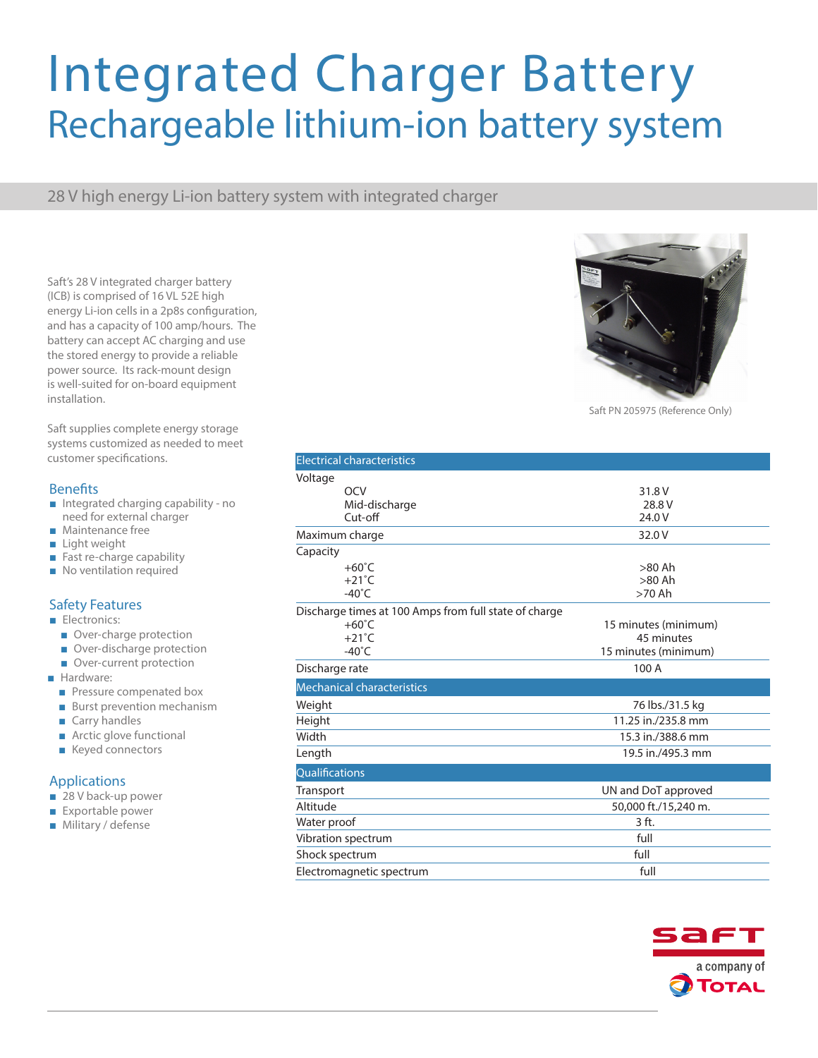# Integrated Charger Battery

## Rechargeable lithium-ion battery system

28 V high energy Li-ion battery system with integrated charger

Saft's 28 V integrated charger battery (ICB) is comprised of 16 VL 52E high energy Li-ion cells in a 2p8s configuration, and has a capacity of 100 amp/hours. The battery can accept AC charging and use the stored energy to provide a reliable power source. Its rack-mount design is well-suited for on-board equipment installation.

Saft supplies complete energy storage systems customized as needed to meet customer specifications.

### Benefits

- Integrated charging capability - no need for external charger
- Maintenance free
- Light weight
- Fast re-charge capability
- No ventilation required

### Safety Features

- Electronics:
  - Over-charge protection
  - Over-discharge protection
  - Over-current protection
- Hardware:
  - Pressure compensated box
  - Burst prevention mechanism
  - Carry handles
  - Arctic glove functional
  - Keyed connectors

### Applications

- 28 V back-up power
- Exportable power
- Military / defense

Saft PN 205975 (Reference Only)

| Electrical characteristics | |
|---|---|
| Voltage | |
| OCV | 31.8 V |
| Mid-discharge | 28.8 V |
| Cut-off | 24.0 V |
| Maximum charge | 32.0 V |
| Capacity | |
| +60˚C | >80 Ah |
| +21˚C | >80 Ah |
| -40˚C | >70 Ah |
| Discharge times at 100 Amps from full state of charge | |
| +60˚C | 15 minutes (minimum) |
| +21˚C | 45 minutes |
| -40˚C | 15 minutes (minimum) |
| Discharge rate | 100 A |
| **Mechanical characteristics** | |
| Weight | 76 lbs./31.5 kg |
| Height | 11.25 in./235.8 mm |
| Width | 15.3 in./388.6 mm |
| Length | 19.5 in./495.3 mm |
| **Qualifications** | |
| Transport | UN and DoT approved |
| Altitude | 50,000 ft./15,240 m. |
| Water proof | 3 ft. |
| Vibration spectrum | full |
| Shock spectrum | full |
| Electromagnetic spectrum | full |

saft

a company of TOTAL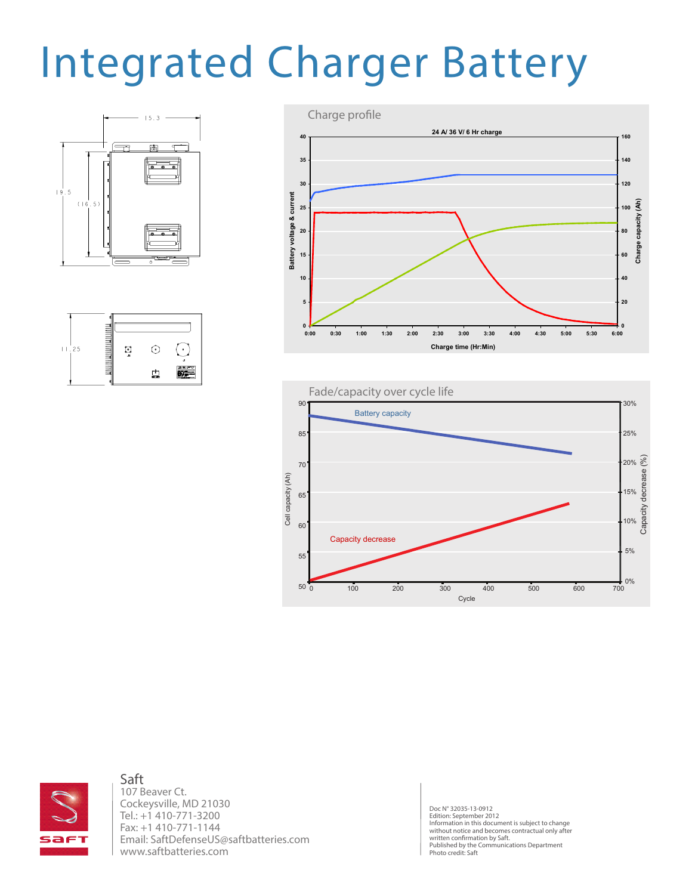# Integrated Charger Battery

15.3

19.5

(16.5)

11.25

## Charge profile

24 A/ 36 V/ 6 Hr charge

Battery voltage & current

Charge capacity (Ah)

Charge time (Hr:Min)

0:00 0:30 1:00 1:30 2:00 2:30 3:00 3:30 4:00 4:30 5:00 5:30 6:00

0 5 10 15 20 25 30 35 40

0 20 40 60 80 100 120 140 160

## Fade/capacity over cycle life

Battery capacity

Capacity decrease

Cell capacity (Ah)

Capacity decrease (%)

Cycle

50 55 60 65 70 85 90

0% 5% 10% 15% 20% 25% 30%

0 100 200 300 400 500 600 700

Saft
107 Beaver Ct.
Cockeysville, MD 21030
Tel.: +1 410-771-3200
Fax: +1 410-771-1144
Email: SaftDefenseUS@saftbatteries.com
www.saftbatteries.com

Doc N° 32035-13-0912
Edition: September 2012
Information in this document is subject to change without notice and becomes contractual only after written confirmation by Saft.
Published by the Communications Department
Photo credit: Saft